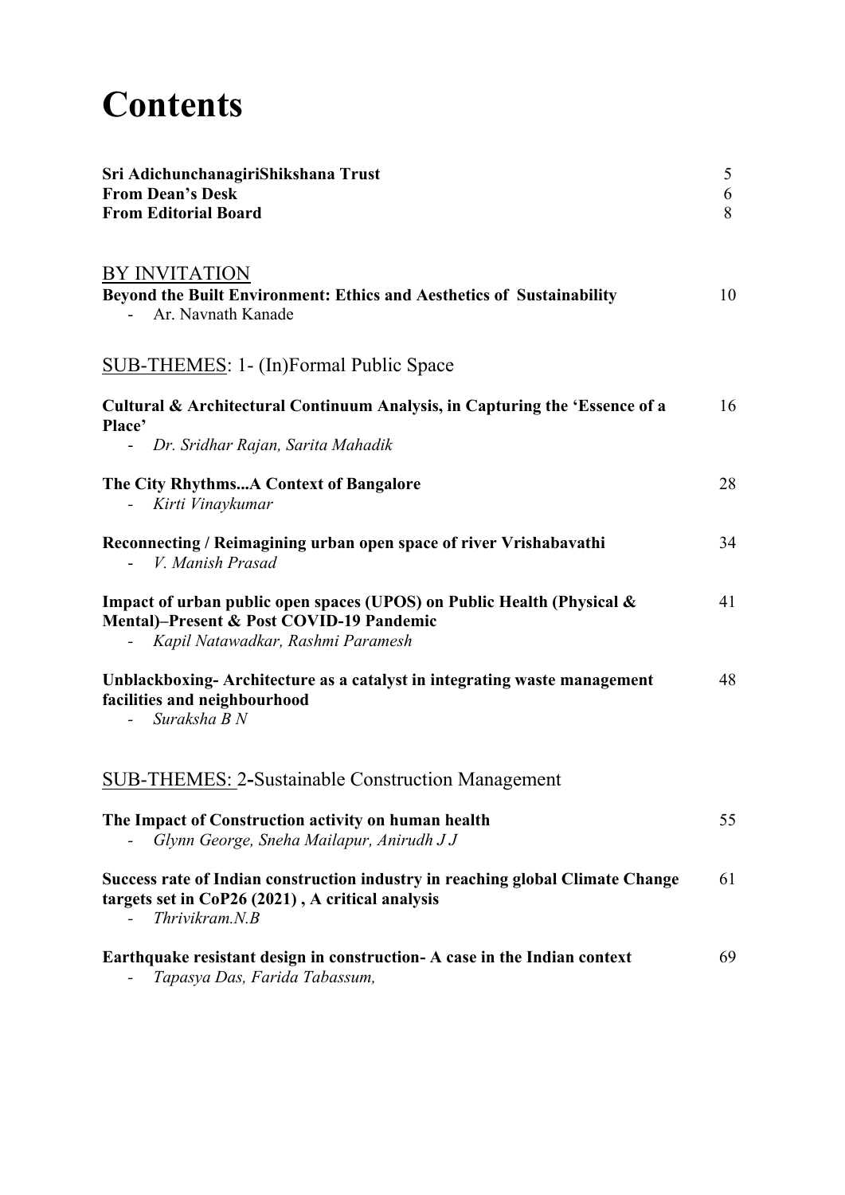# Contents

| | |
|---|---|
| **Sri AdichunchanagiriShikshana Trust** | 5 |
| **From Dean's Desk** | 6 |
| **From Editorial Board** | 8 |

## BY INVITATION

**Beyond the Built Environment: Ethics and Aesthetics of Sustainability** — 10
- Ar. Navnath Kanade

## SUB-THEMES: 1- (In)Formal Public Space

**Cultural & Architectural Continuum Analysis, in Capturing the 'Essence of a Place'** — 16
- *Dr. Sridhar Rajan, Sarita Mahadik*

**The City Rhythms...A Context of Bangalore** — 28
- *Kirti Vinaykumar*

**Reconnecting / Reimagining urban open space of river Vrishabavathi** — 34
- *V. Manish Prasad*

**Impact of urban public open spaces (UPOS) on Public Health (Physical & Mental)–Present & Post COVID-19 Pandemic** — 41
- *Kapil Natawadkar, Rashmi Paramesh*

**Unblackboxing- Architecture as a catalyst in integrating waste management facilities and neighbourhood** — 48
- *Suraksha B N*

## SUB-THEMES: 2-Sustainable Construction Management

**The Impact of Construction activity on human health** — 55
- *Glynn George, Sneha Mailapur, Anirudh J J*

**Success rate of Indian construction industry in reaching global Climate Change targets set in CoP26 (2021) , A critical analysis** — 61
- *Thrivikram.N.B*

**Earthquake resistant design in construction- A case in the Indian context** — 69
- *Tapasya Das, Farida Tabassum,*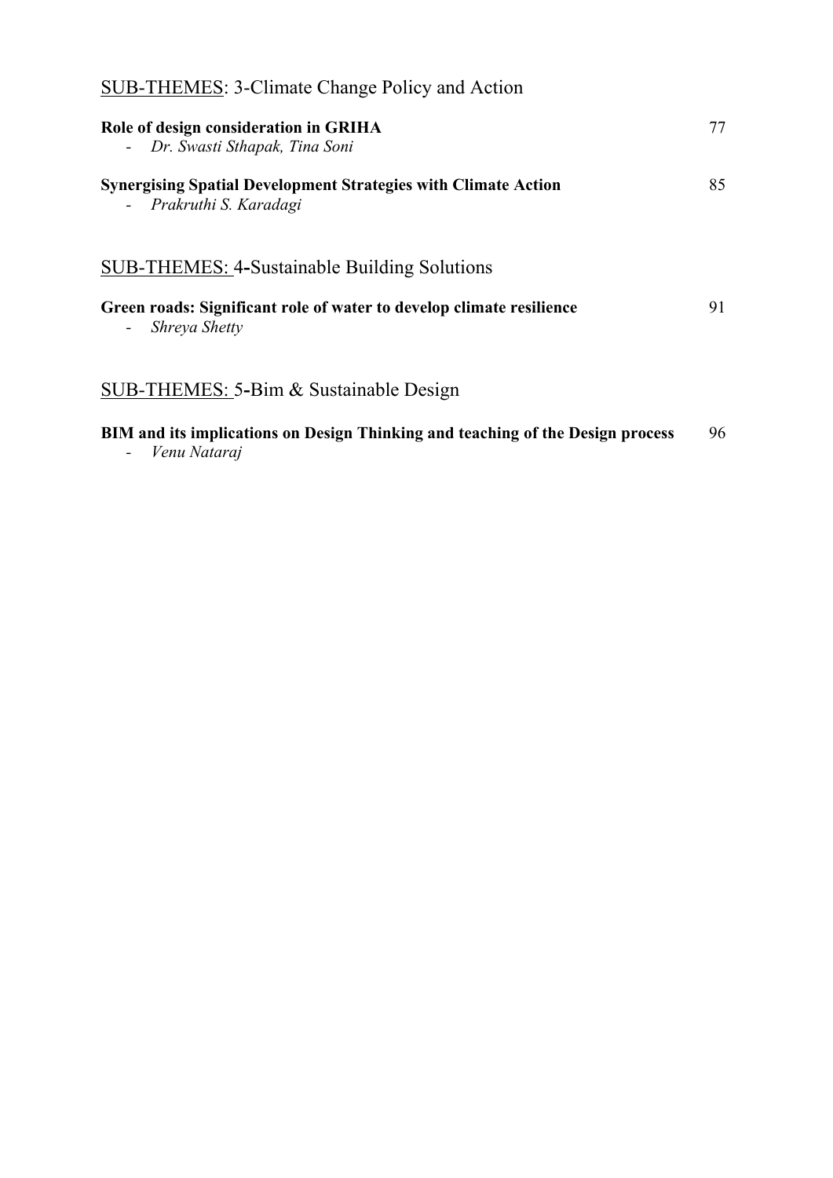## SUB-THEMES: 3-Climate Change Policy and Action

**Role of design consideration in GRIHA** 77

- *Dr. Swasti Sthapak, Tina Soni*

**Synergising Spatial Development Strategies with Climate Action** 85

- *Prakruthi S. Karadagi*

## SUB-THEMES: 4-Sustainable Building Solutions

**Green roads: Significant role of water to develop climate resilience** 91

- *Shreya Shetty*

## SUB-THEMES: 5-Bim & Sustainable Design

**BIM and its implications on Design Thinking and teaching of the Design process** 96

- *Venu Nataraj*